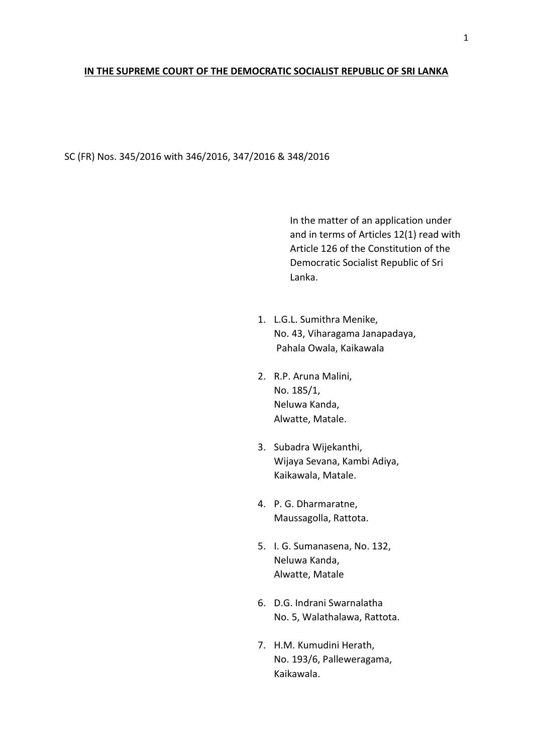**IN THE SUPREME COURT OF THE DEMOCRATIC SOCIALIST REPUBLIC OF SRI LANKA**

SC (FR) Nos. 345/2016 with 346/2016, 347/2016 & 348/2016

In the matter of an application under and in terms of Articles 12(1) read with Article 126 of the Constitution of the Democratic Socialist Republic of Sri Lanka.

1. L.G.L. Sumithra Menike,
   No. 43, Viharagama Janapadaya,
   Pahala Owala, Kaikawala

2. R.P. Aruna Malini,
   No. 185/1,
   Neluwa Kanda,
   Alwatte, Matale.

3. Subadra Wijekanthi,
   Wijaya Sevana, Kambi Adiya,
   Kaikawala, Matale.

4. P. G. Dharmaratne,
   Maussagolla, Rattota.

5. I. G. Sumanasena, No. 132,
   Neluwa Kanda,
   Alwatte, Matale

6. D.G. Indrani Swarnalatha
   No. 5, Walathalawa, Rattota.

7. H.M. Kumudini Herath,
   No. 193/6, Palleweragama,
   Kaikawala.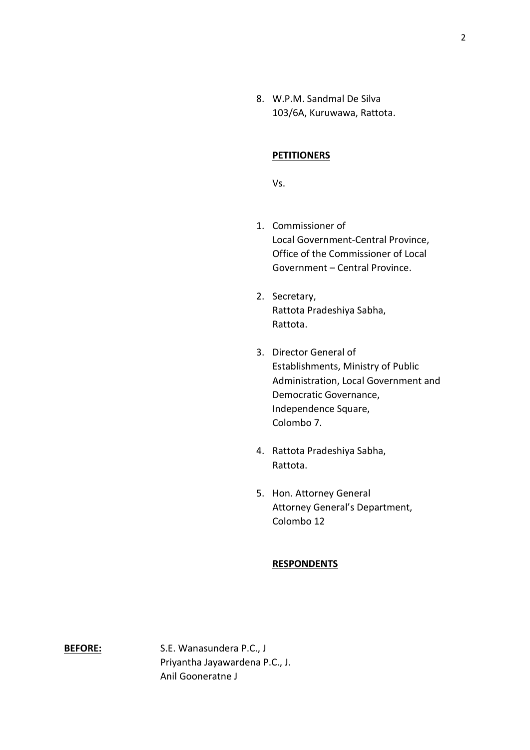8. W.P.M. Sandmal De Silva
   103/6A, Kuruwawa, Rattota.

**PETITIONERS**

Vs.

1. Commissioner of
   Local Government-Central Province,
   Office of the Commissioner of Local
   Government – Central Province.

2. Secretary,
   Rattota Pradeshiya Sabha,
   Rattota.

3. Director General of
   Establishments, Ministry of Public
   Administration, Local Government and
   Democratic Governance,
   Independence Square,
   Colombo 7.

4. Rattota Pradeshiya Sabha,
   Rattota.

5. Hon. Attorney General
   Attorney General's Department,
   Colombo 12

**RESPONDENTS**

**BEFORE:** S.E. Wanasundera P.C., J
Priyantha Jayawardena P.C., J.
Anil Gooneratne J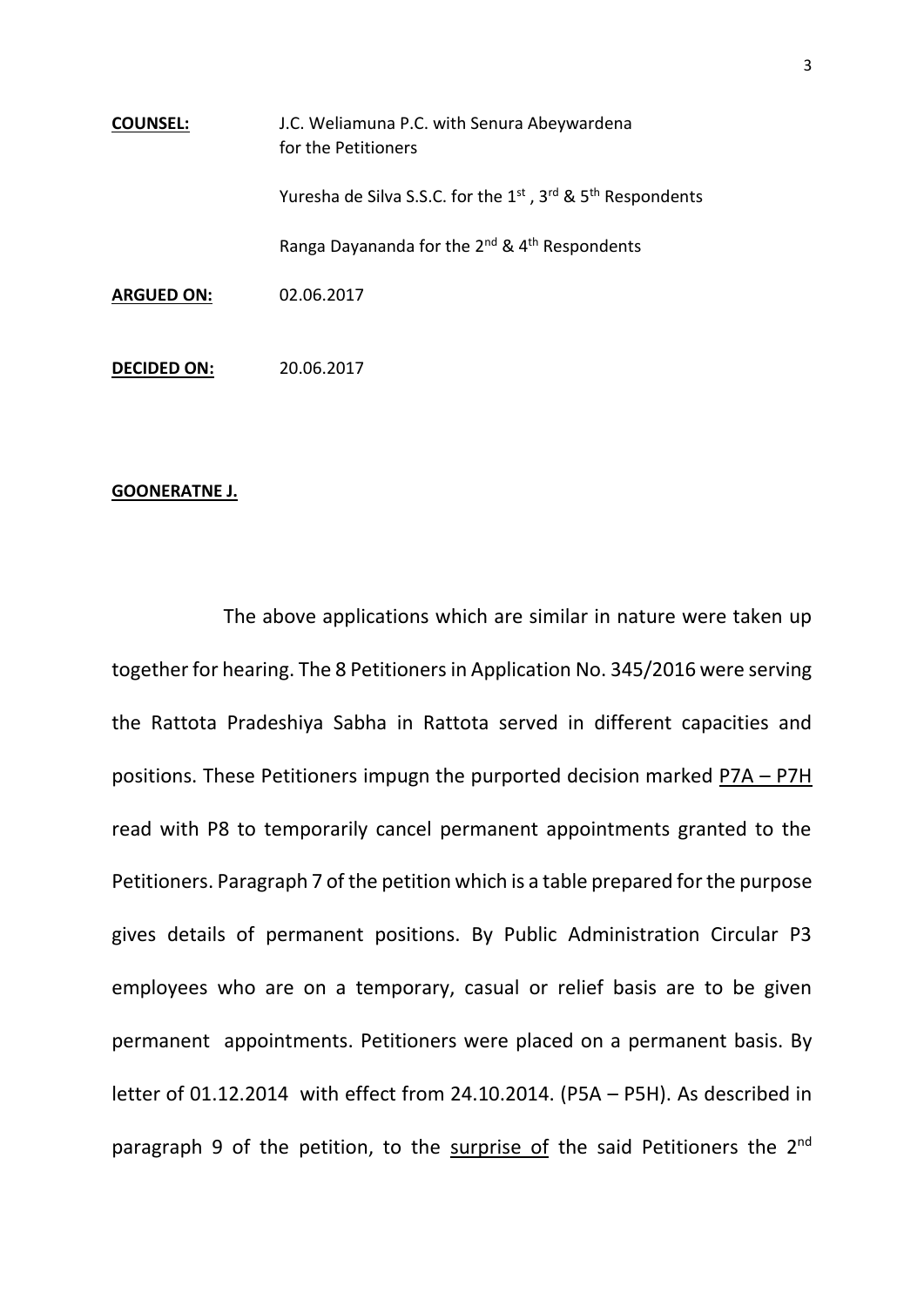**COUNSEL:** J.C. Weliamuna P.C. with Senura Abeywardena for the Petitioners

Yuresha de Silva S.S.C. for the 1st , 3rd & 5th Respondents

Ranga Dayananda for the 2nd & 4th Respondents

**ARGUED ON:** 02.06.2017

**DECIDED ON:** 20.06.2017

**GOONERATNE J.**

The above applications which are similar in nature were taken up together for hearing. The 8 Petitioners in Application No. 345/2016 were serving the Rattota Pradeshiya Sabha in Rattota served in different capacities and positions. These Petitioners impugn the purported decision marked P7A – P7H read with P8 to temporarily cancel permanent appointments granted to the Petitioners. Paragraph 7 of the petition which is a table prepared for the purpose gives details of permanent positions. By Public Administration Circular P3 employees who are on a temporary, casual or relief basis are to be given permanent appointments. Petitioners were placed on a permanent basis. By letter of 01.12.2014 with effect from 24.10.2014. (P5A – P5H). As described in paragraph 9 of the petition, to the surprise of the said Petitioners the 2nd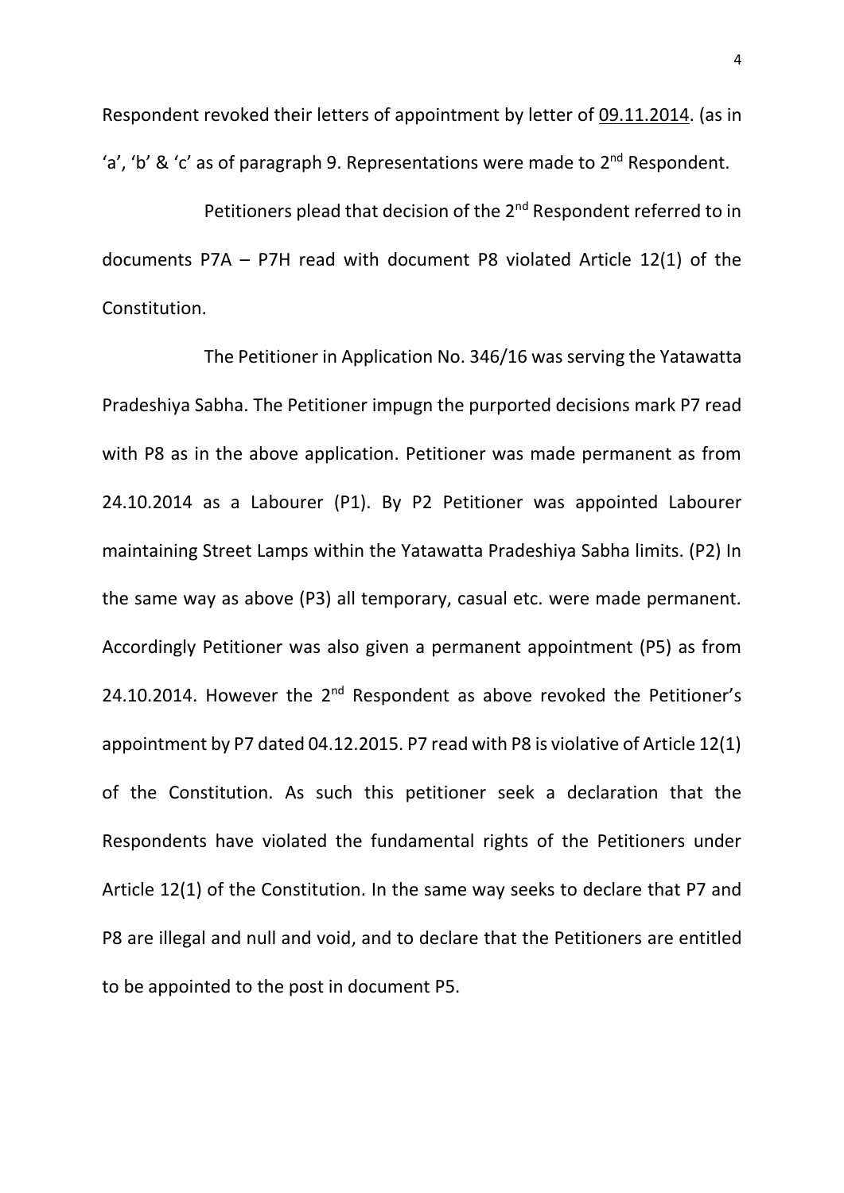Respondent revoked their letters of appointment by letter of <u>09.11.2014</u>. (as in 'a', 'b' & 'c' as of paragraph 9. Representations were made to 2nd Respondent.

Petitioners plead that decision of the 2nd Respondent referred to in documents P7A – P7H read with document P8 violated Article 12(1) of the Constitution.

The Petitioner in Application No. 346/16 was serving the Yatawatta Pradeshiya Sabha. The Petitioner impugn the purported decisions mark P7 read with P8 as in the above application. Petitioner was made permanent as from 24.10.2014 as a Labourer (P1). By P2 Petitioner was appointed Labourer maintaining Street Lamps within the Yatawatta Pradeshiya Sabha limits. (P2) In the same way as above (P3) all temporary, casual etc. were made permanent. Accordingly Petitioner was also given a permanent appointment (P5) as from 24.10.2014. However the 2nd Respondent as above revoked the Petitioner's appointment by P7 dated 04.12.2015. P7 read with P8 is violative of Article 12(1) of the Constitution. As such this petitioner seek a declaration that the Respondents have violated the fundamental rights of the Petitioners under Article 12(1) of the Constitution. In the same way seeks to declare that P7 and P8 are illegal and null and void, and to declare that the Petitioners are entitled to be appointed to the post in document P5.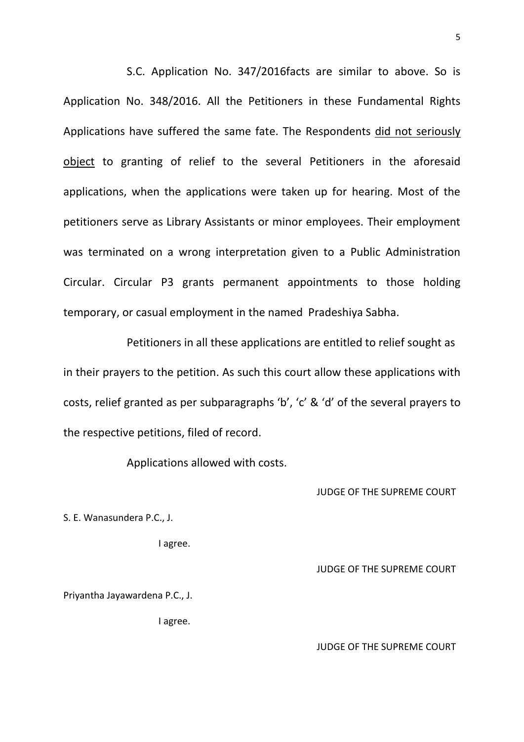S.C. Application No. 347/2016facts are similar to above. So is Application No. 348/2016. All the Petitioners in these Fundamental Rights Applications have suffered the same fate. The Respondents did not seriously object to granting of relief to the several Petitioners in the aforesaid applications, when the applications were taken up for hearing. Most of the petitioners serve as Library Assistants or minor employees. Their employment was terminated on a wrong interpretation given to a Public Administration Circular. Circular P3 grants permanent appointments to those holding temporary, or casual employment in the named Pradeshiya Sabha.

Petitioners in all these applications are entitled to relief sought as in their prayers to the petition. As such this court allow these applications with costs, relief granted as per subparagraphs 'b', 'c' & 'd' of the several prayers to the respective petitions, filed of record.

Applications allowed with costs.

JUDGE OF THE SUPREME COURT

S. E. Wanasundera P.C., J.

I agree.

JUDGE OF THE SUPREME COURT

Priyantha Jayawardena P.C., J.

I agree.

JUDGE OF THE SUPREME COURT